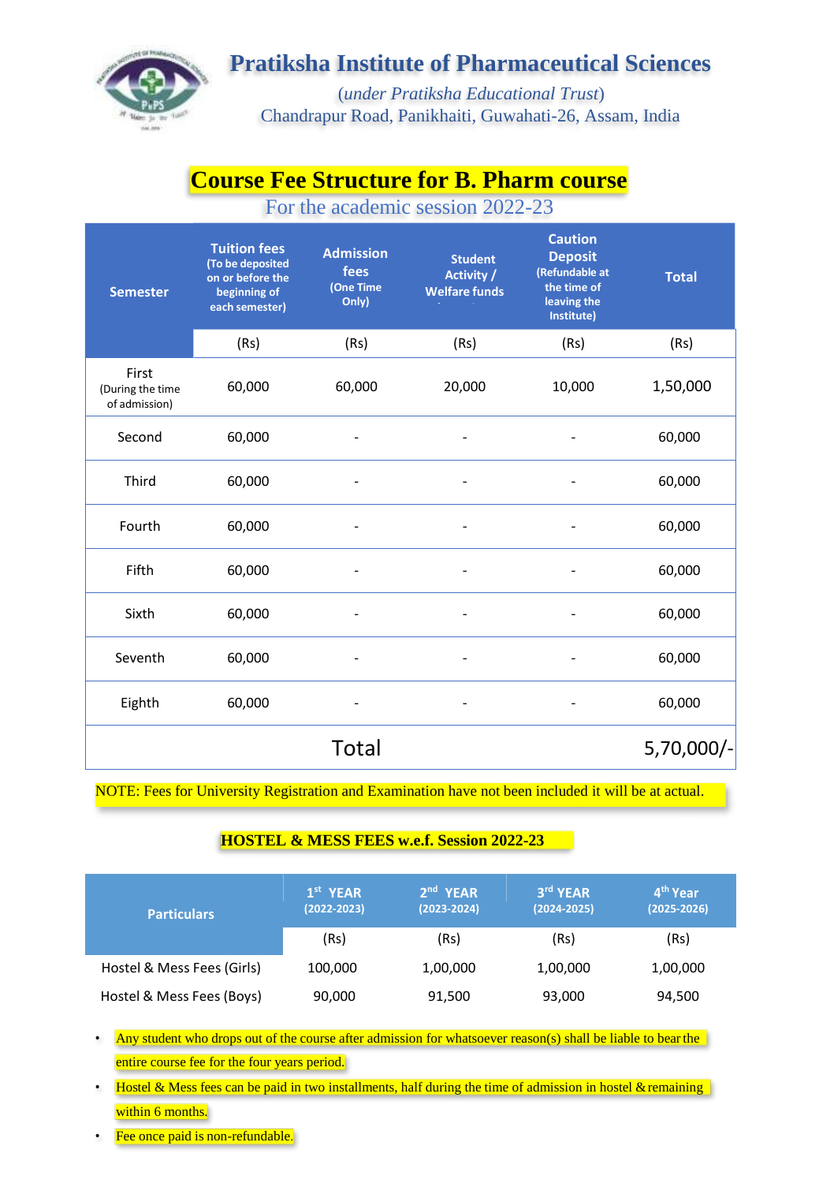# Pratiksha Institute of Pharmaceutical Sciences

*(under Pratiksha Educational Trust)*

Chandrapur Road, Panikhaiti, Guwahati-26, Assam, India

## Course Fee Structure for B. Pharm course

For the academic session 2022-23

| Semester | Tuition fees (To be deposited on or before the beginning of each semester) | Admission fees (One Time Only) | Student Activity / Welfare funds | Caution Deposit (Refundable at the time of leaving the Institute) | Total |
|---|---|---|---|---|---|
| | (Rs) | (Rs) | (Rs) | (Rs) | (Rs) |
| First (During the time of admission) | 60,000 | 60,000 | 20,000 | 10,000 | 1,50,000 |
| Second | 60,000 | - | - | - | 60,000 |
| Third | 60,000 | - | - | - | 60,000 |
| Fourth | 60,000 | - | - | - | 60,000 |
| Fifth | 60,000 | - | - | - | 60,000 |
| Sixth | 60,000 | - | - | - | 60,000 |
| Seventh | 60,000 | - | - | - | 60,000 |
| Eighth | 60,000 | - | - | - | 60,000 |
| | | Total | | | 5,70,000/- |

NOTE: Fees for University Registration and Examination have not been included it will be at actual.

### HOSTEL & MESS FEES w.e.f. Session 2022-23

| Particulars | 1st YEAR (2022-2023) | 2nd YEAR (2023-2024) | 3rd YEAR (2024-2025) | 4th Year (2025-2026) |
|---|---|---|---|---|
| | (Rs) | (Rs) | (Rs) | (Rs) |
| Hostel & Mess Fees (Girls) | 100,000 | 1,00,000 | 1,00,000 | 1,00,000 |
| Hostel & Mess Fees (Boys) | 90,000 | 91,500 | 93,000 | 94,500 |

- Any student who drops out of the course after admission for whatsoever reason(s) shall be liable to bear the entire course fee for the four years period.
- Hostel & Mess fees can be paid in two installments, half during the time of admission in hostel & remaining within 6 months.
- Fee once paid is non-refundable.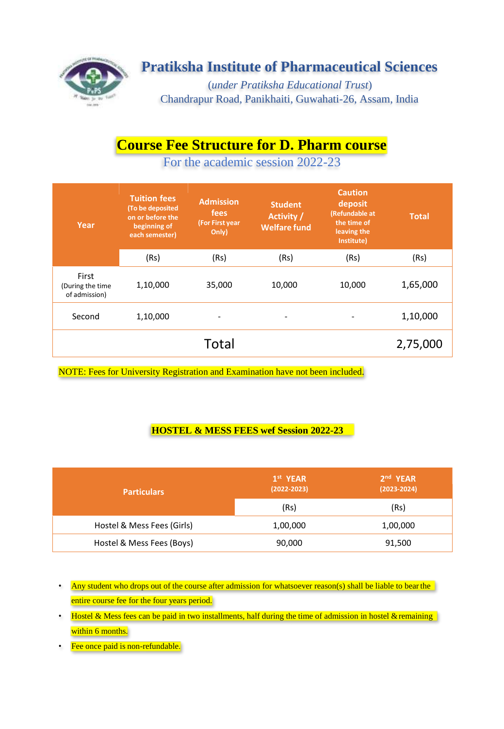# Pratiksha Institute of Pharmaceutical Sciences

*(under Pratiksha Educational Trust)*

Chandrapur Road, Panikhaiti, Guwahati-26, Assam, India

## Course Fee Structure for D. Pharm course

For the academic session 2022-23

| Year | Tuition fees (To be deposited on or before the beginning of each semester) | Admission fees (For First year Only) | Student Activity / Welfare fund | Caution deposit (Refundable at the time of leaving the Institute) | Total |
|---|---|---|---|---|---|
| | (Rs) | (Rs) | (Rs) | (Rs) | (Rs) |
| First (During the time of admission) | 1,10,000 | 35,000 | 10,000 | 10,000 | 1,65,000 |
| Second | 1,10,000 | - | - | - | 1,10,000 |
| | | Total | | | 2,75,000 |

NOTE: Fees for University Registration and Examination have not been included.

### HOSTEL & MESS FEES wef Session 2022-23

| Particulars | 1st YEAR (2022-2023) | 2nd YEAR (2023-2024) |
|---|---|---|
| | (Rs) | (Rs) |
| Hostel & Mess Fees (Girls) | 1,00,000 | 1,00,000 |
| Hostel & Mess Fees (Boys) | 90,000 | 91,500 |

- Any student who drops out of the course after admission for whatsoever reason(s) shall be liable to bear the entire course fee for the four years period.
- Hostel & Mess fees can be paid in two installments, half during the time of admission in hostel & remaining within 6 months.
- Fee once paid is non-refundable.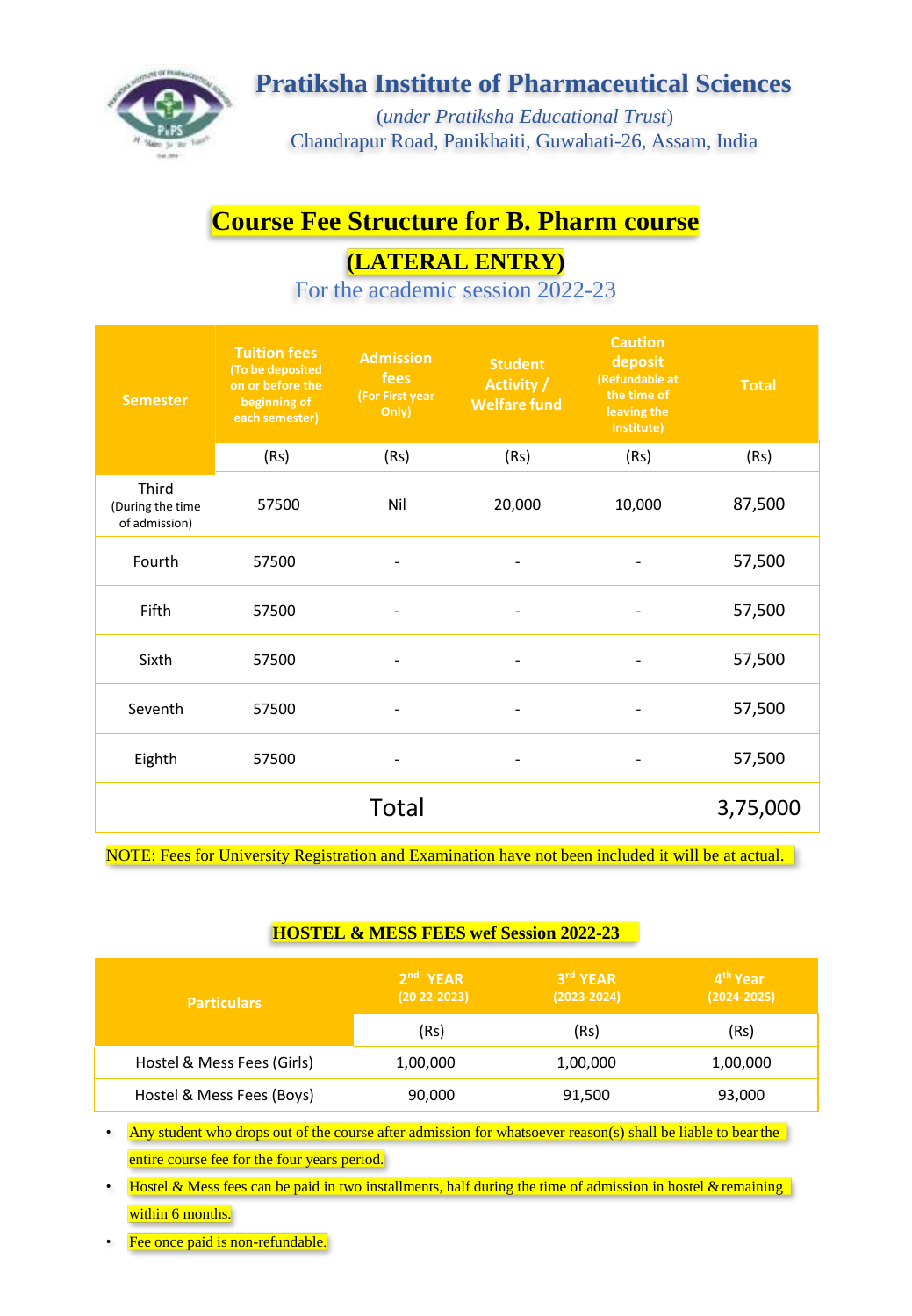# Pratiksha Institute of Pharmaceutical Sciences

*(under Pratiksha Educational Trust)*

Chandrapur Road, Panikhaiti, Guwahati-26, Assam, India

## Course Fee Structure for B. Pharm course

## (LATERAL ENTRY)

For the academic session 2022-23

| Semester | Tuition fees (To be deposited on or before the beginning of each semester) | Admission fees (For First year Only) | Student Activity / Welfare fund | Caution deposit (Refundable at the time of leaving the Institute) | Total |
|---|---|---|---|---|---|
| | (Rs) | (Rs) | (Rs) | (Rs) | (Rs) |
| Third (During the time of admission) | 57500 | Nil | 20,000 | 10,000 | 87,500 |
| Fourth | 57500 | - | - | - | 57,500 |
| Fifth | 57500 | - | - | - | 57,500 |
| Sixth | 57500 | - | - | - | 57,500 |
| Seventh | 57500 | - | - | - | 57,500 |
| Eighth | 57500 | - | - | - | 57,500 |
| | | Total | | | 3,75,000 |

NOTE: Fees for University Registration and Examination have not been included it will be at actual.

### HOSTEL & MESS FEES wef Session 2022-23

| Particulars | 2nd YEAR (20 22-2023) | 3rd YEAR (2023-2024) | 4th Year (2024-2025) |
|---|---|---|---|
| | (Rs) | (Rs) | (Rs) |
| Hostel & Mess Fees (Girls) | 1,00,000 | 1,00,000 | 1,00,000 |
| Hostel & Mess Fees (Boys) | 90,000 | 91,500 | 93,000 |

- Any student who drops out of the course after admission for whatsoever reason(s) shall be liable to bear the entire course fee for the four years period.
- Hostel & Mess fees can be paid in two installments, half during the time of admission in hostel & remaining within 6 months.
- Fee once paid is non-refundable.